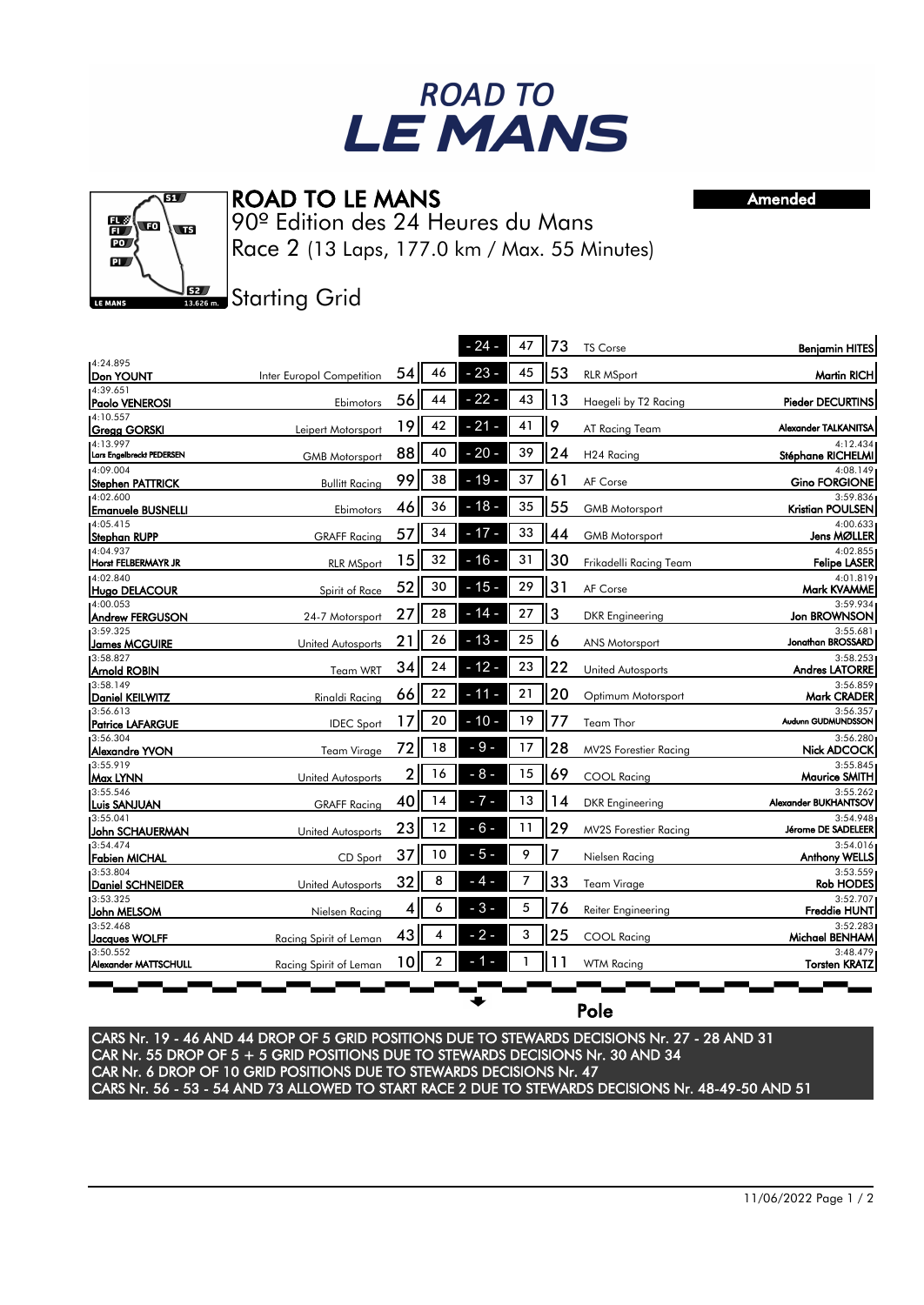# ROAD TO LE MANS

**Amended**

## ROAD TO LE MANS

90º Edition des 24 Heures du Mans

Race 2 (13 Laps, 177.0 km / Max. 55 Minutes)

### Starting Grid

| Time | Driver | Team | Car | Pos | Row | Pos | Car | Team | Driver | Time |
|---|---|---|---|---|---|---|---|---|---|---|
| | | | | | - 24 - | 47 | 73 | TS Corse | Benjamin HITES | |
| 4:24.895 | Don YOUNT | Inter Europol Competition | 54 | 46 | - 23 - | 45 | 53 | RLR MSport | Martin RICH | |
| 4:39.651 | Paolo VENEROSI | Ebimotors | 56 | 44 | - 22 - | 43 | 13 | Haegeli by T2 Racing | Pieder DECURTINS | |
| 4:10.557 | Gregg GORSKI | Leipert Motorsport | 19 | 42 | - 21 - | 41 | 9 | AT Racing Team | Alexander TALKANITSA | |
| 4:13.997 | Lars Engelbrecht PEDERSEN | GMB Motorsport | 88 | 40 | - 20 - | 39 | 24 | H24 Racing | Stéphane RICHELMI | 4:12.434 |
| 4:09.004 | Stephen PATTRICK | Bullitt Racing | 99 | 38 | - 19 - | 37 | 61 | AF Corse | Gino FORGIONE | 4:08.149 |
| 4:02.600 | Emanuele BUSNELLI | Ebimotors | 46 | 36 | - 18 - | 35 | 55 | GMB Motorsport | Kristian POULSEN | 3:59.836 |
| 4:05.415 | Stephan RUPP | GRAFF Racing | 57 | 34 | - 17 - | 33 | 44 | GMB Motorsport | Jens MØLLER | 4:00.633 |
| 4:04.937 | Horst FELBERMAYR JR | RLR MSport | 15 | 32 | - 16 - | 31 | 30 | Frikadelli Racing Team | Felipe LASER | 4:02.855 |
| 4:02.840 | Hugo DELACOUR | Spirit of Race | 52 | 30 | - 15 - | 29 | 31 | AF Corse | Mark KVAMME | 4:01.819 |
| 4:00.053 | Andrew FERGUSON | 24-7 Motorsport | 27 | 28 | - 14 - | 27 | 3 | DKR Engineering | Jon BROWNSON | 3:59.934 |
| 3:59.325 | James MCGUIRE | United Autosports | 21 | 26 | - 13 - | 25 | 6 | ANS Motorsport | Jonathan BROSSARD | 3:55.681 |
| 3:58.827 | Arnold ROBIN | Team WRT | 34 | 24 | - 12 - | 23 | 22 | United Autosports | Andres LATORRE | 3:58.253 |
| 3:58.149 | Daniel KEILWITZ | Rinaldi Racing | 66 | 22 | - 11 - | 21 | 20 | Optimum Motorsport | Mark CRADER | 3:56.859 |
| 3:56.613 | Patrice LAFARGUE | IDEC Sport | 17 | 20 | - 10 - | 19 | 77 | Team Thor | Audunn GUDMUNDSSON | 3:56.357 |
| 3:56.304 | Alexandre YVON | Team Virage | 72 | 18 | - 9 - | 17 | 28 | MV2S Forestier Racing | Nick ADCOCK | 3:56.280 |
| 3:55.919 | Max LYNN | United Autosports | 2 | 16 | - 8 - | 15 | 69 | COOL Racing | Maurice SMITH | 3:55.845 |
| 3:55.546 | Luis SANJUAN | GRAFF Racing | 40 | 14 | - 7 - | 13 | 14 | DKR Engineering | Alexander BUKHANTSOV | 3:55.262 |
| 3:55.041 | John SCHAUERMAN | United Autosports | 23 | 12 | - 6 - | 11 | 29 | MV2S Forestier Racing | Jérome DE SADELEER | 3:54.948 |
| 3:54.474 | Fabien MICHAL | CD Sport | 37 | 10 | - 5 - | 9 | 7 | Nielsen Racing | Anthony WELLS | 3:54.016 |
| 3:53.804 | Daniel SCHNEIDER | United Autosports | 32 | 8 | - 4 - | 7 | 33 | Team Virage | Rob HODES | 3:53.559 |
| 3:53.325 | John MELSOM | Nielsen Racing | 4 | 6 | - 3 - | 5 | 76 | Reiter Engineering | Freddie HUNT | 3:52.707 |
| 3:52.468 | Jacques WOLFF | Racing Spirit of Leman | 43 | 4 | - 2 - | 3 | 25 | COOL Racing | Michael BENHAM | 3:52.283 |
| 3:50.552 | Alexander MATTSCHULL | Racing Spirit of Leman | 10 | 2 | - 1 - | 1 | 11 | WTM Racing | Torsten KRATZ | 3:48.479 |

Pole

CARS Nr. 19 - 46 AND 44 DROP OF 5 GRID POSITIONS DUE TO STEWARDS DECISIONS Nr. 27 - 28 AND 31
CAR Nr. 55 DROP OF 5 + 5 GRID POSITIONS DUE TO STEWARDS DECISIONS Nr. 30 AND 34
CAR Nr. 6 DROP OF 10 GRID POSITIONS DUE TO STEWARDS DECISIONS Nr. 47
CARS Nr. 56 - 53 - 54 AND 73 ALLOWED TO START RACE 2 DUE TO STEWARDS DECISIONS Nr. 48-49-50 AND 51

11/06/2022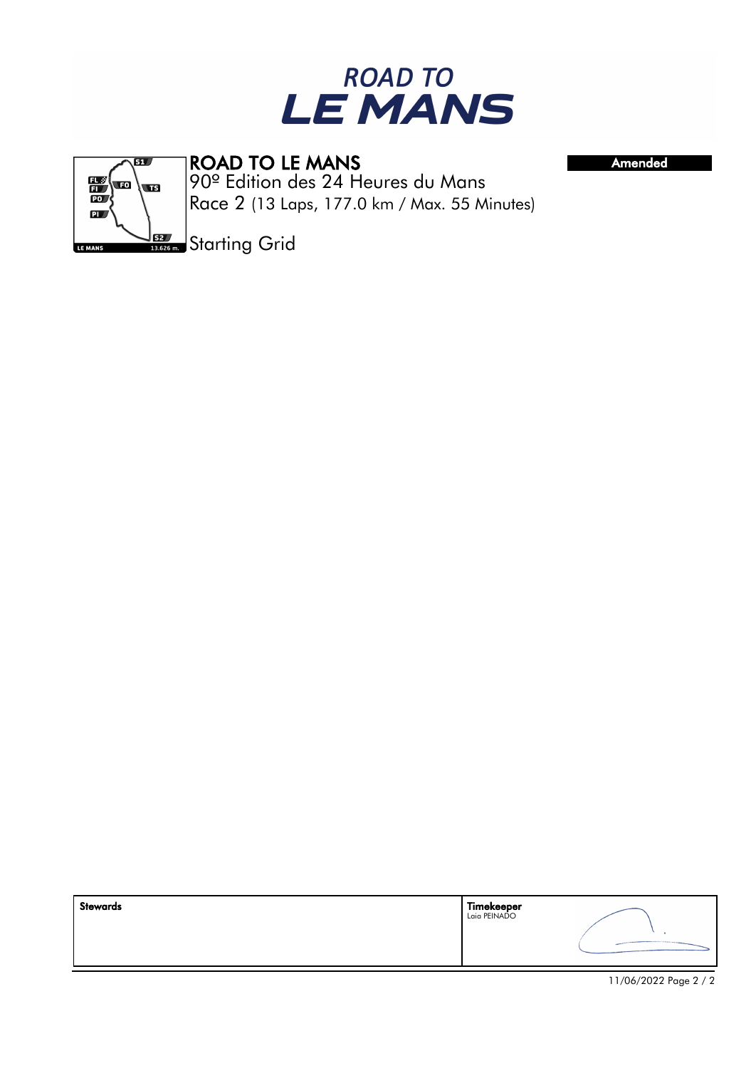# ROAD TO LE MANS

Amended

## ROAD TO LE MANS

90º Edition des 24 Heures du Mans

Race 2 (13 Laps, 177.0 km / Max. 55 Minutes)

Starting Grid

| Stewards | Timekeeper<br>Laia PEINADO |
| --- | --- |

11/06/2022